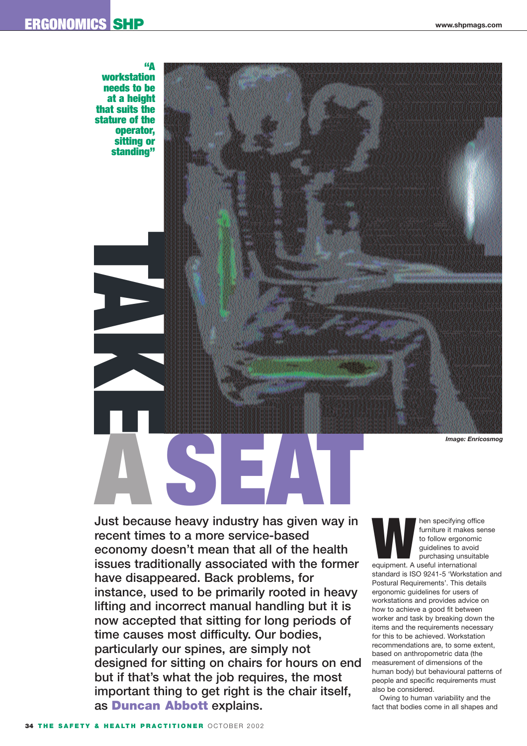# TAKE A SEAT

"A workstation needs to be at a height that suits the stature of the operator, sitting or standing"

*Image: Enricosmog*

**Just because heavy industry has given way in recent times to a more service-based economy doesn't mean that all of the health issues traditionally associated with the former have disappeared. Back problems, for instance, used to be primarily rooted in heavy lifting and incorrect manual handling but it is now accepted that sitting for long periods of time causes most difficulty. Our bodies, particularly our spines, are simply not designed for sitting on chairs for hours on end but if that's what the job requires, the most important thing to get right is the chair itself, as Duncan Abbott explains.**

When specifying office furniture it makes sense to follow ergonomic guidelines to avoid purchasing unsuitable equipment. A useful international standard is ISO 9241-5 'Workstation and Postural Requirements'. This details ergonomic guidelines for users of workstations and provides advice on how to achieve a good fit between worker and task by breaking down the items and the requirements necessary for this to be achieved. Workstation recommendations are, to some extent, based on anthropometric data (the measurement of dimensions of the human body) but behavioural patterns of people and specific requirements must also be considered.

Owing to human variability and the fact that bodies come in all shapes and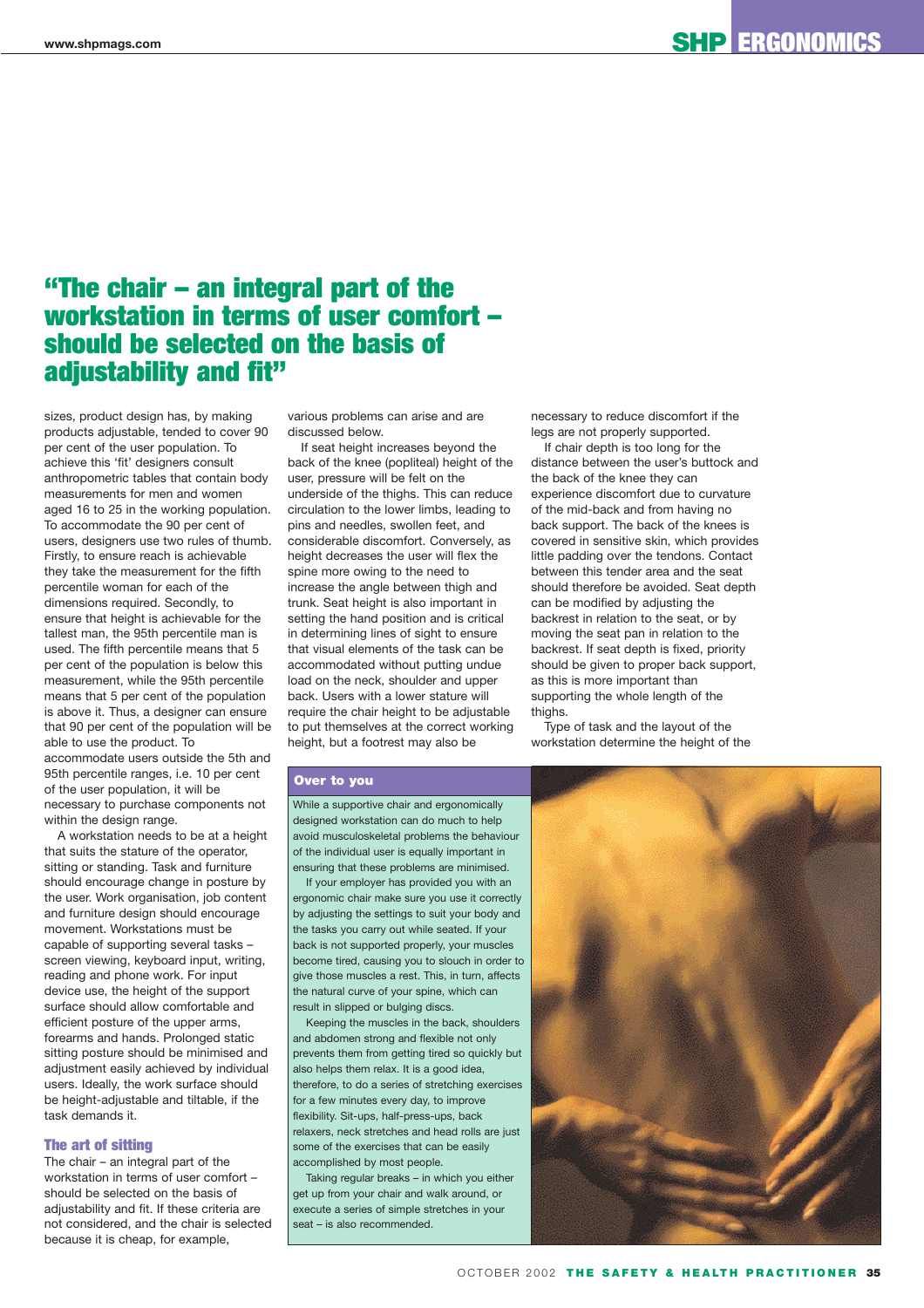> **"The chair – an integral part of the workstation in terms of user comfort – should be selected on the basis of adjustability and fit"**

sizes, product design has, by making products adjustable, tended to cover 90 per cent of the user population. To achieve this 'fit' designers consult anthropometric tables that contain body measurements for men and women aged 16 to 25 in the working population. To accommodate the 90 per cent of users, designers use two rules of thumb. Firstly, to ensure reach is achievable they take the measurement for the fifth percentile woman for each of the dimensions required. Secondly, to ensure that height is achievable for the tallest man, the 95th percentile man is used. The fifth percentile means that 5 per cent of the population is below this measurement, while the 95th percentile means that 5 per cent of the population is above it. Thus, a designer can ensure that 90 per cent of the population will be able to use the product. To accommodate users outside the 5th and 95th percentile ranges, i.e. 10 per cent of the user population, it will be necessary to purchase components not within the design range.

A workstation needs to be at a height that suits the stature of the operator, sitting or standing. Task and furniture should encourage change in posture by the user. Work organisation, job content and furniture design should encourage movement. Workstations must be capable of supporting several tasks – screen viewing, keyboard input, writing, reading and phone work. For input device use, the height of the support surface should allow comfortable and efficient posture of the upper arms, forearms and hands. Prolonged static sitting posture should be minimised and adjustment easily achieved by individual users. Ideally, the work surface should be height-adjustable and tiltable, if the task demands it.

## The art of sitting

The chair – an integral part of the workstation in terms of user comfort – should be selected on the basis of adjustability and fit. If these criteria are not considered, and the chair is selected because it is cheap, for example, various problems can arise and are discussed below.

If seat height increases beyond the back of the knee (popliteal) height of the user, pressure will be felt on the underside of the thighs. This can reduce circulation to the lower limbs, leading to pins and needles, swollen feet, and considerable discomfort. Conversely, as height decreases the user will flex the spine more owing to the need to increase the angle between thigh and trunk. Seat height is also important in setting the hand position and is critical in determining lines of sight to ensure that visual elements of the task can be accommodated without putting undue load on the neck, shoulder and upper back. Users with a lower stature will require the chair height to be adjustable to put themselves at the correct working height, but a footrest may also be necessary to reduce discomfort if the legs are not properly supported.

If chair depth is too long for the distance between the user's buttock and the back of the knee they can experience discomfort due to curvature of the mid-back and from having no back support. The back of the knees is covered in sensitive skin, which provides little padding over the tendons. Contact between this tender area and the seat should therefore be avoided. Seat depth can be modified by adjusting the backrest in relation to the seat, or by moving the seat pan in relation to the backrest. If seat depth is fixed, priority should be given to proper back support, as this is more important than supporting the whole length of the thighs.

Type of task and the layout of the workstation determine the height of the

### Over to you

While a supportive chair and ergonomically designed workstation can do much to help avoid musculoskeletal problems the behaviour of the individual user is equally important in ensuring that these problems are minimised.

If your employer has provided you with an ergonomic chair make sure you use it correctly by adjusting the settings to suit your body and the tasks you carry out while seated. If your back is not supported properly, your muscles become tired, causing you to slouch in order to give those muscles a rest. This, in turn, affects the natural curve of your spine, which can result in slipped or bulging discs.

Keeping the muscles in the back, shoulders and abdomen strong and flexible not only prevents them from getting tired so quickly but also helps them relax. It is a good idea, therefore, to do a series of stretching exercises for a few minutes every day, to improve flexibility. Sit-ups, half-press-ups, back relaxers, neck stretches and head rolls are just some of the exercises that can be easily accomplished by most people.

Taking regular breaks – in which you either get up from your chair and walk around, or execute a series of simple stretches in your seat – is also recommended.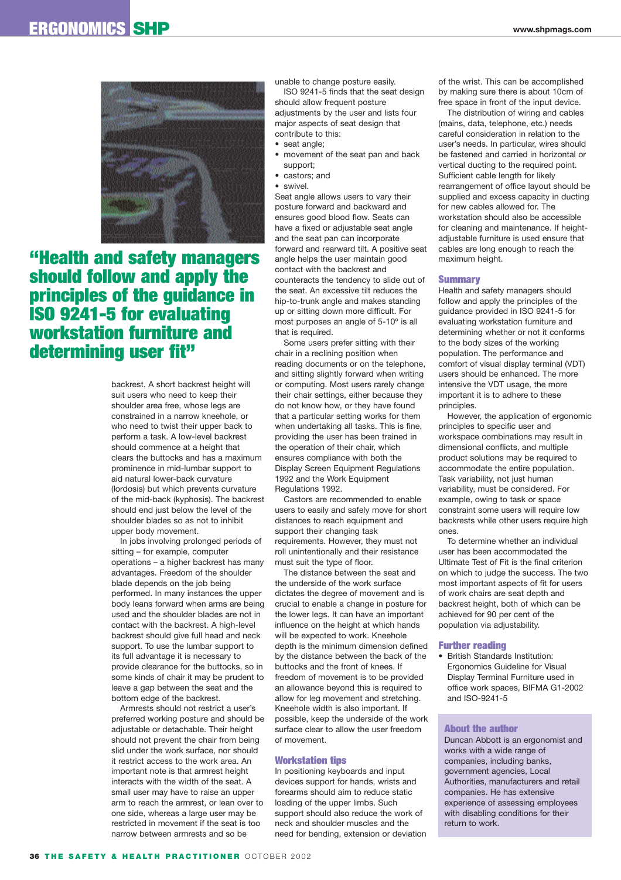> **"Health and safety managers should follow and apply the principles of the guidance in ISO 9241-5 for evaluating workstation furniture and determining user fit"**

backrest. A short backrest height will suit users who need to keep their shoulder area free, whose legs are constrained in a narrow kneehole, or who need to twist their upper back to perform a task. A low-level backrest should commence at a height that clears the buttocks and has a maximum prominence in mid-lumbar support to aid natural lower-back curvature (lordosis) but which prevents curvature of the mid-back (kyphosis). The backrest should end just below the level of the shoulder blades so as not to inhibit upper body movement.

In jobs involving prolonged periods of sitting – for example, computer operations – a higher backrest has many advantages. Freedom of the shoulder blade depends on the job being performed. In many instances the upper body leans forward when arms are being used and the shoulder blades are not in contact with the backrest. A high-level backrest should give full head and neck support. To use the lumbar support to its full advantage it is necessary to provide clearance for the buttocks, so in some kinds of chair it may be prudent to leave a gap between the seat and the bottom edge of the backrest.

Armrests should not restrict a user's preferred working posture and should be adjustable or detachable. Their height should not prevent the chair from being slid under the work surface, nor should it restrict access to the work area. An important note is that armrest height interacts with the width of the seat. A small user may have to raise an upper arm to reach the armrest, or lean over to one side, whereas a large user may be restricted in movement if the seat is too narrow between armrests and so be unable to change posture easily.

ISO 9241-5 finds that the seat design should allow frequent posture adjustments by the user and lists four major aspects of seat design that contribute to this:

- seat angle;
- movement of the seat pan and back support;
- castors; and
- swivel.

Seat angle allows users to vary their posture forward and backward and ensures good blood flow. Seats can have a fixed or adjustable seat angle and the seat pan can incorporate forward and rearward tilt. A positive seat angle helps the user maintain good contact with the backrest and counteracts the tendency to slide out of the seat. An excessive tilt reduces the hip-to-trunk angle and makes standing up or sitting down more difficult. For most purposes an angle of 5-10° is all that is required.

Some users prefer sitting with their chair in a reclining position when reading documents or on the telephone, and sitting slightly forward when writing or computing. Most users rarely change their chair settings, either because they do not know how, or they have found that a particular setting works for them when undertaking all tasks. This is fine, providing the user has been trained in the operation of their chair, which ensures compliance with both the Display Screen Equipment Regulations 1992 and the Work Equipment Regulations 1992.

Castors are recommended to enable users to easily and safely move for short distances to reach equipment and support their changing task requirements. However, they must not roll unintentionally and their resistance must suit the type of floor.

The distance between the seat and the underside of the work surface dictates the degree of movement and is crucial to enable a change in posture for the lower legs. It can have an important influence on the height at which hands will be expected to work. Kneehole depth is the minimum dimension defined by the distance between the back of the buttocks and the front of knees. If freedom of movement is to be provided an allowance beyond this is required to allow for leg movement and stretching. Kneehole width is also important. If possible, keep the underside of the work surface clear to allow the user freedom of movement.

## Workstation tips

In positioning keyboards and input devices support for hands, wrists and forearms should aim to reduce static loading of the upper limbs. Such support should also reduce the work of neck and shoulder muscles and the need for bending, extension or deviation of the wrist. This can be accomplished by making sure there is about 10cm of free space in front of the input device.

The distribution of wiring and cables (mains, data, telephone, etc.) needs careful consideration in relation to the user's needs. In particular, wires should be fastened and carried in horizontal or vertical ducting to the required point. Sufficient cable length for likely rearrangement of office layout should be supplied and excess capacity in ducting for new cables allowed for. The workstation should also be accessible for cleaning and maintenance. If height-adjustable furniture is used ensure that cables are long enough to reach the maximum height.

## Summary

Health and safety managers should follow and apply the principles of the guidance provided in ISO 9241-5 for evaluating workstation furniture and determining whether or not it conforms to the body sizes of the working population. The performance and comfort of visual display terminal (VDT) users should be enhanced. The more intensive the VDT usage, the more important it is to adhere to these principles.

However, the application of ergonomic principles to specific user and workspace combinations may result in dimensional conflicts, and multiple product solutions may be required to accommodate the entire population. Task variability, not just human variability, must be considered. For example, owing to task or space constraint some users will require low backrests while other users require high ones.

To determine whether an individual user has been accommodated the Ultimate Test of Fit is the final criterion on which to judge the success. The two most important aspects of fit for users of work chairs are seat depth and backrest height, both of which can be achieved for 90 per cent of the population via adjustability.

## Further reading

- British Standards Institution: Ergonomics Guideline for Visual Display Terminal Furniture used in office work spaces, BIFMA G1-2002 and ISO-9241-5

## About the author

Duncan Abbott is an ergonomist and works with a wide range of companies, including banks, government agencies, Local Authorities, manufacturers and retail companies. He has extensive experience of assessing employees with disabling conditions for their return to work.